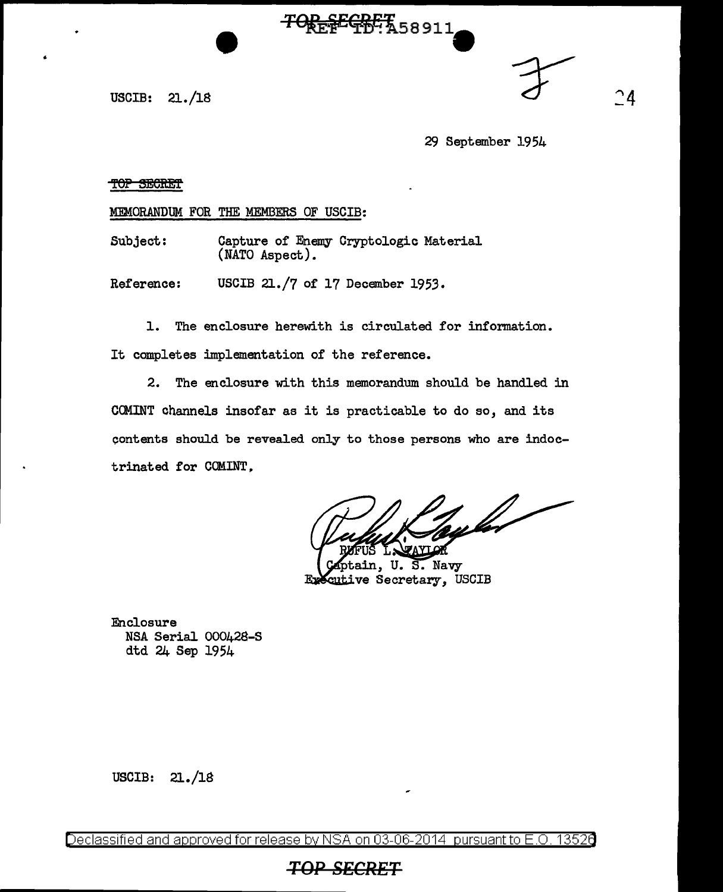USCIB: 21./18

29 September 1954

~~TOP SECRET~~

MEMORANDUM FOR THE MEMBERS OF USCIB:

Subject: Capture of Enemy Cryptologic Material (NATO Aspect).

Reference: USCIB 21./7 of 17 December 1953.

1. The enclosure herewith is circulated for information. It completes implementation of the reference.

2. The enclosure with this memorandum should be handled in COMINT channels insofar as it is practicable to do so, and its contents should be revealed only to those persons who are indoctrinated for COMINT.

RUFUS L. TAYLOR
Captain, U. S. Navy
Executive Secretary, USCIB

Enclosure
NSA Serial 000428-S
dtd 24 Sep 1954

USCIB: 21./18

Declassified and approved for release by NSA on 03-06-2014 pursuant to E.O. 13526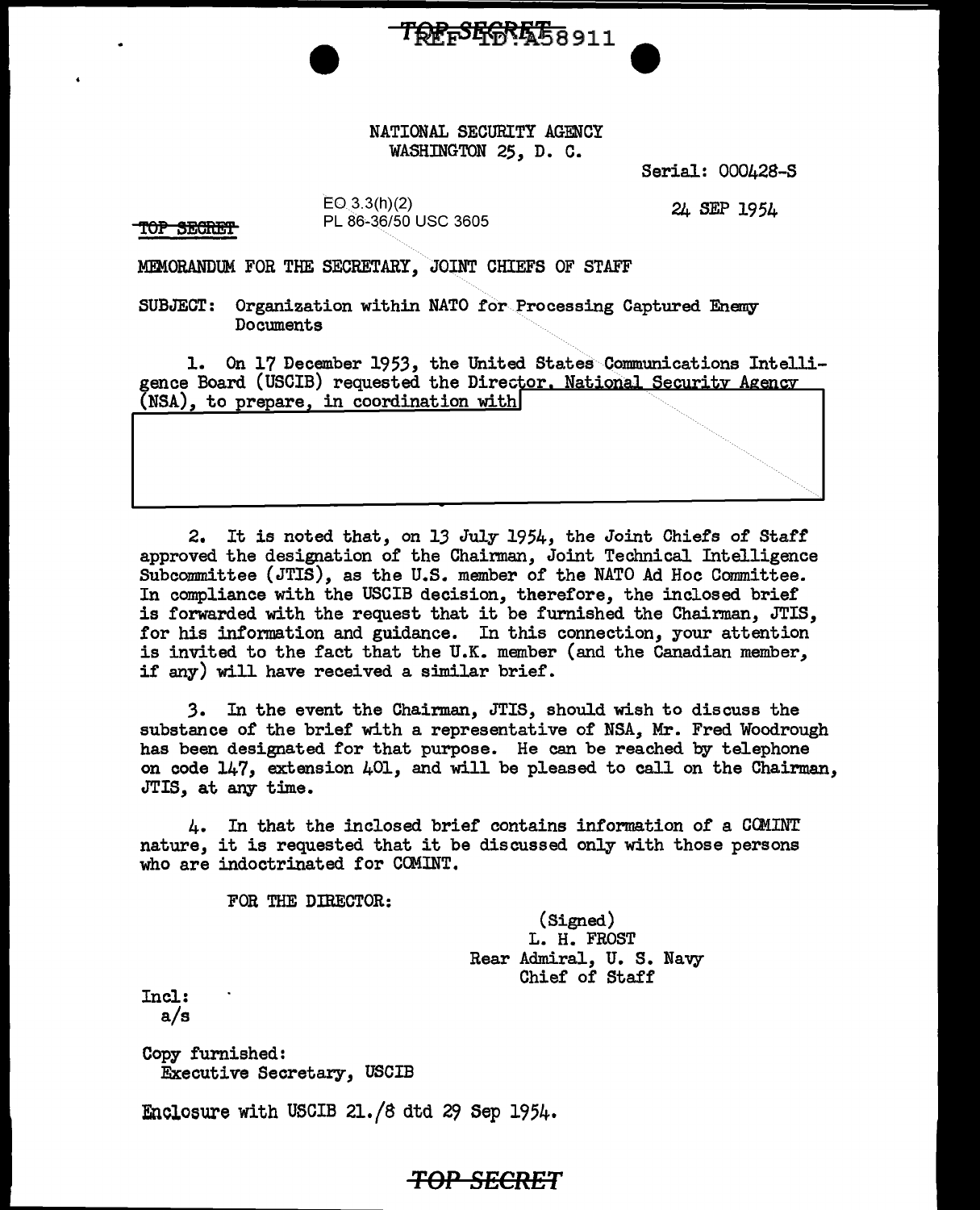TOP SECRET REF ID:A58911

NATIONAL SECURITY AGENCY
WASHINGTON 25, D. C.

Serial: 000428-S

EO 3.3(h)(2)
PL 86-36/50 USC 3605

24 SEP 1954

TOP SECRET

MEMORANDUM FOR THE SECRETARY, JOINT CHIEFS OF STAFF

SUBJECT: Organization within NATO for Processing Captured Enemy Documents

1. On 17 December 1953, the United States Communications Intelligence Board (USCIB) requested the Director, National Security Agency (NSA), to prepare, in coordination with

2. It is noted that, on 13 July 1954, the Joint Chiefs of Staff approved the designation of the Chairman, Joint Technical Intelligence Subcommittee (JTIS), as the U.S. member of the NATO Ad Hoc Committee. In compliance with the USCIB decision, therefore, the inclosed brief is forwarded with the request that it be furnished the Chairman, JTIS, for his information and guidance. In this connection, your attention is invited to the fact that the U.K. member (and the Canadian member, if any) will have received a similar brief.

3. In the event the Chairman, JTIS, should wish to discuss the substance of the brief with a representative of NSA, Mr. Fred Woodrough has been designated for that purpose. He can be reached by telephone on code 147, extension 401, and will be pleased to call on the Chairman, JTIS, at any time.

4. In that the inclosed brief contains information of a COMINT nature, it is requested that it be discussed only with those persons who are indoctrinated for COMINT.

FOR THE DIRECTOR:

(Signed)
L. H. FROST
Rear Admiral, U. S. Navy
Chief of Staff

Incl:
a/s

Copy furnished:
Executive Secretary, USCIB

Enclosure with USCIB 21./8 dtd 29 Sep 1954.

TOP SECRET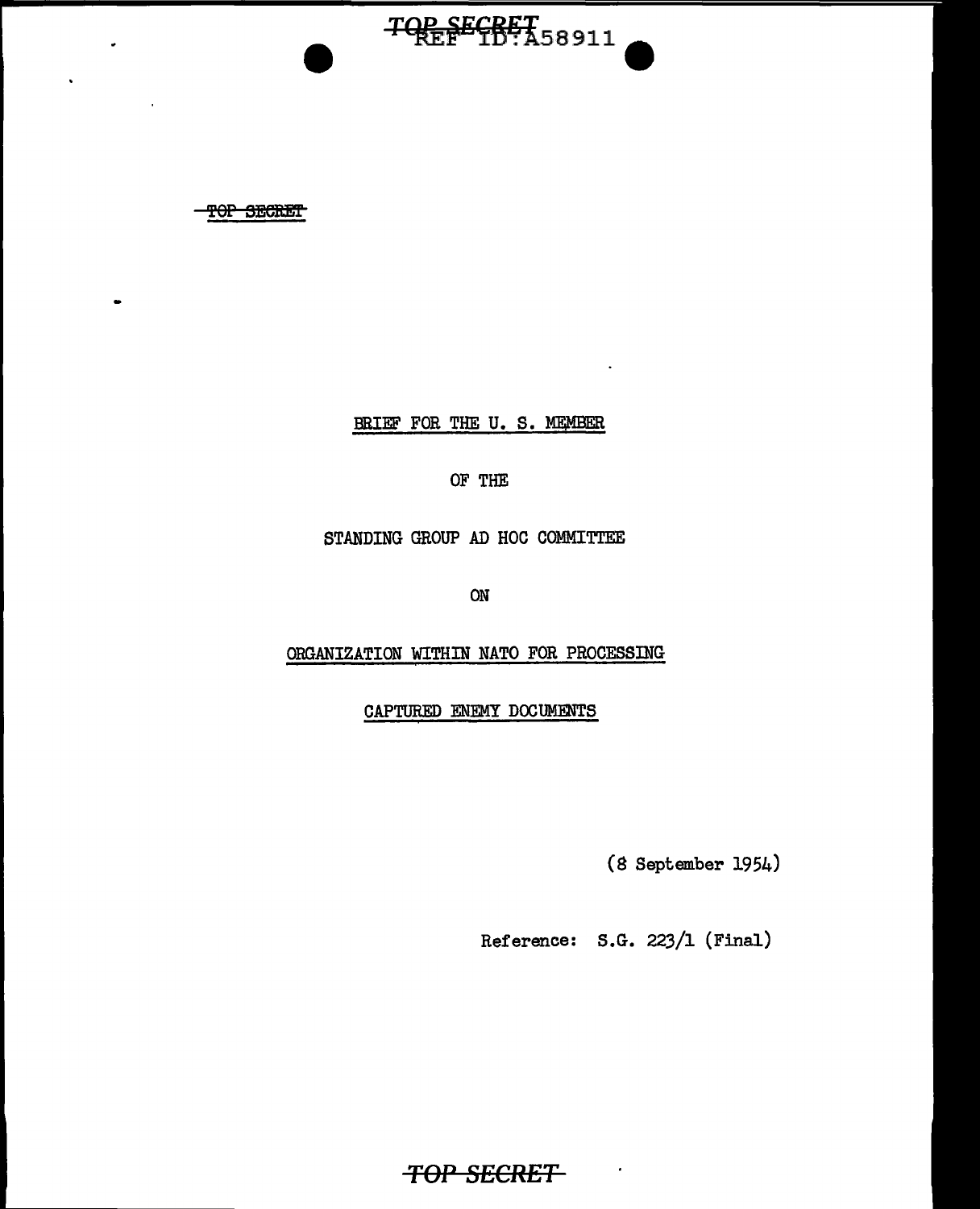TOP SECRET

BRIEF FOR THE U. S. MEMBER

OF THE

STANDING GROUP AD HOC COMMITTEE

ON

ORGANIZATION WITHIN NATO FOR PROCESSING

CAPTURED ENEMY DOCUMENTS

(8 September 1954)

Reference: S.G. 223/1 (Final)

TOP SECRET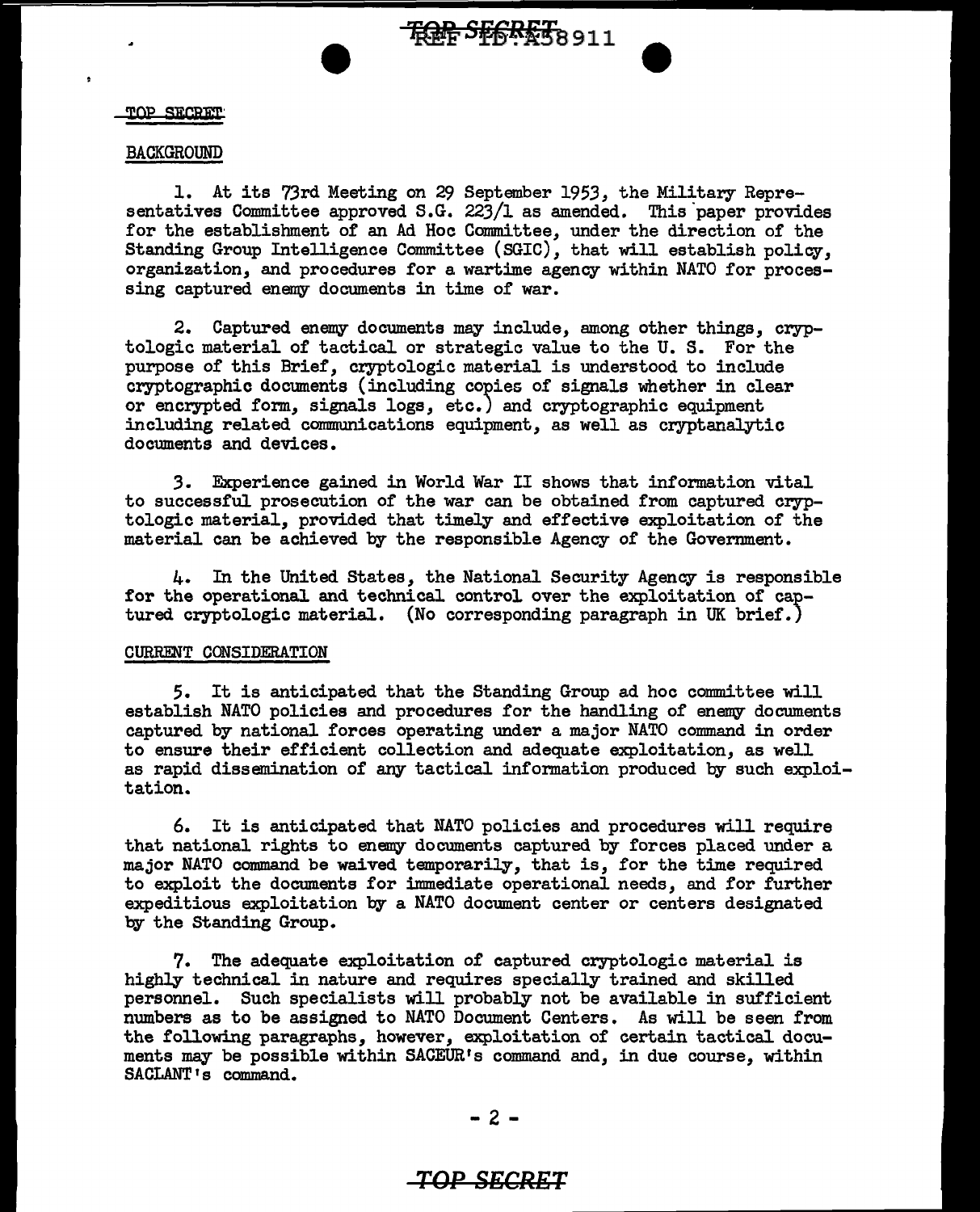TOP SECRET

BACKGROUND

1. At its 73rd Meeting on 29 September 1953, the Military Representatives Committee approved S.G. 223/1 as amended. This paper provides for the establishment of an Ad Hoc Committee, under the direction of the Standing Group Intelligence Committee (SGIC), that will establish policy, organization, and procedures for a wartime agency within NATO for processing captured enemy documents in time of war.

2. Captured enemy documents may include, among other things, cryptologic material of tactical or strategic value to the U. S. For the purpose of this Brief, cryptologic material is understood to include cryptographic documents (including copies of signals whether in clear or encrypted form, signals logs, etc.) and cryptographic equipment including related communications equipment, as well as cryptanalytic documents and devices.

3. Experience gained in World War II shows that information vital to successful prosecution of the war can be obtained from captured cryptologic material, provided that timely and effective exploitation of the material can be achieved by the responsible Agency of the Government.

4. In the United States, the National Security Agency is responsible for the operational and technical control over the exploitation of captured cryptologic material. (No corresponding paragraph in UK brief.)

CURRENT CONSIDERATION

5. It is anticipated that the Standing Group ad hoc committee will establish NATO policies and procedures for the handling of enemy documents captured by national forces operating under a major NATO command in order to ensure their efficient collection and adequate exploitation, as well as rapid dissemination of any tactical information produced by such exploitation.

6. It is anticipated that NATO policies and procedures will require that national rights to enemy documents captured by forces placed under a major NATO command be waived temporarily, that is, for the time required to exploit the documents for immediate operational needs, and for further expeditious exploitation by a NATO document center or centers designated by the Standing Group.

7. The adequate exploitation of captured cryptologic material is highly technical in nature and requires specially trained and skilled personnel. Such specialists will probably not be available in sufficient numbers as to be assigned to NATO Document Centers. As will be seen from the following paragraphs, however, exploitation of certain tactical documents may be possible within SACEUR's command and, in due course, within SACLANT's command.

TOP SECRET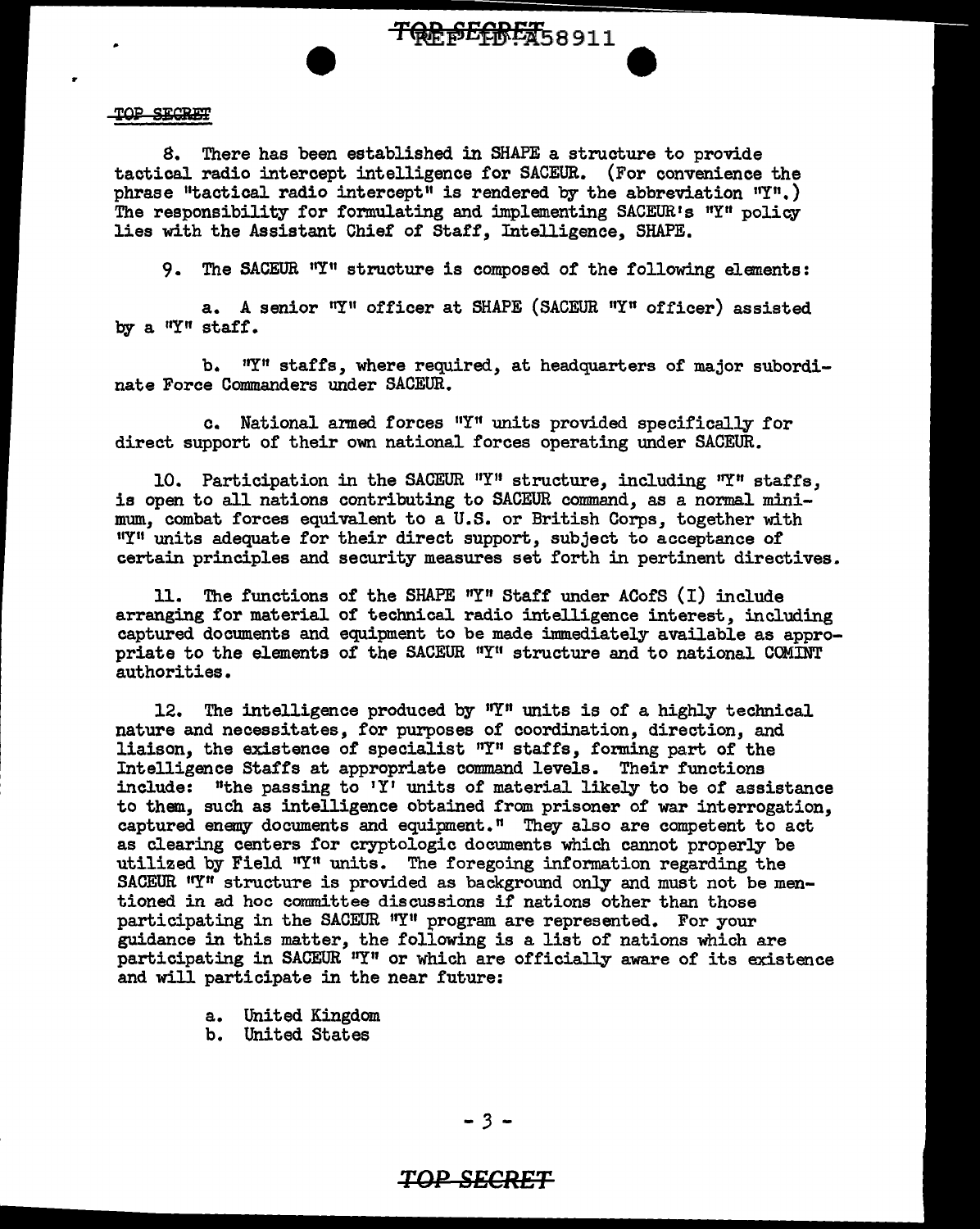TOP SECRET

8. There has been established in SHAPE a structure to provide tactical radio intercept intelligence for SACEUR. (For convenience the phrase "tactical radio intercept" is rendered by the abbreviation "Y".) The responsibility for formulating and implementing SACEUR's "Y" policy lies with the Assistant Chief of Staff, Intelligence, SHAPE.

9. The SACEUR "Y" structure is composed of the following elements:

a. A senior "Y" officer at SHAPE (SACEUR "Y" officer) assisted by a "Y" staff.

b. "Y" staffs, where required, at headquarters of major subordinate Force Commanders under SACEUR.

c. National armed forces "Y" units provided specifically for direct support of their own national forces operating under SACEUR.

10. Participation in the SACEUR "Y" structure, including "Y" staffs, is open to all nations contributing to SACEUR command, as a normal minimum, combat forces equivalent to a U.S. or British Corps, together with "Y" units adequate for their direct support, subject to acceptance of certain principles and security measures set forth in pertinent directives.

11. The functions of the SHAPE "Y" Staff under ACofS (I) include arranging for material of technical radio intelligence interest, including captured documents and equipment to be made immediately available as appropriate to the elements of the SACEUR "Y" structure and to national COMINT authorities.

12. The intelligence produced by "Y" units is of a highly technical nature and necessitates, for purposes of coordination, direction, and liaison, the existence of specialist "Y" staffs, forming part of the Intelligence Staffs at appropriate command levels. Their functions include: "the passing to 'Y' units of material likely to be of assistance to them, such as intelligence obtained from prisoner of war interrogation, captured enemy documents and equipment." They also are competent to act as clearing centers for cryptologic documents which cannot properly be utilized by Field "Y" units. The foregoing information regarding the SACEUR "Y" structure is provided as background only and must not be mentioned in ad hoc committee discussions if nations other than those participating in the SACEUR "Y" program are represented. For your guidance in this matter, the following is a list of nations which are participating in SACEUR "Y" or which are officially aware of its existence and will participate in the near future:

a. United Kingdom
b. United States

TOP SECRET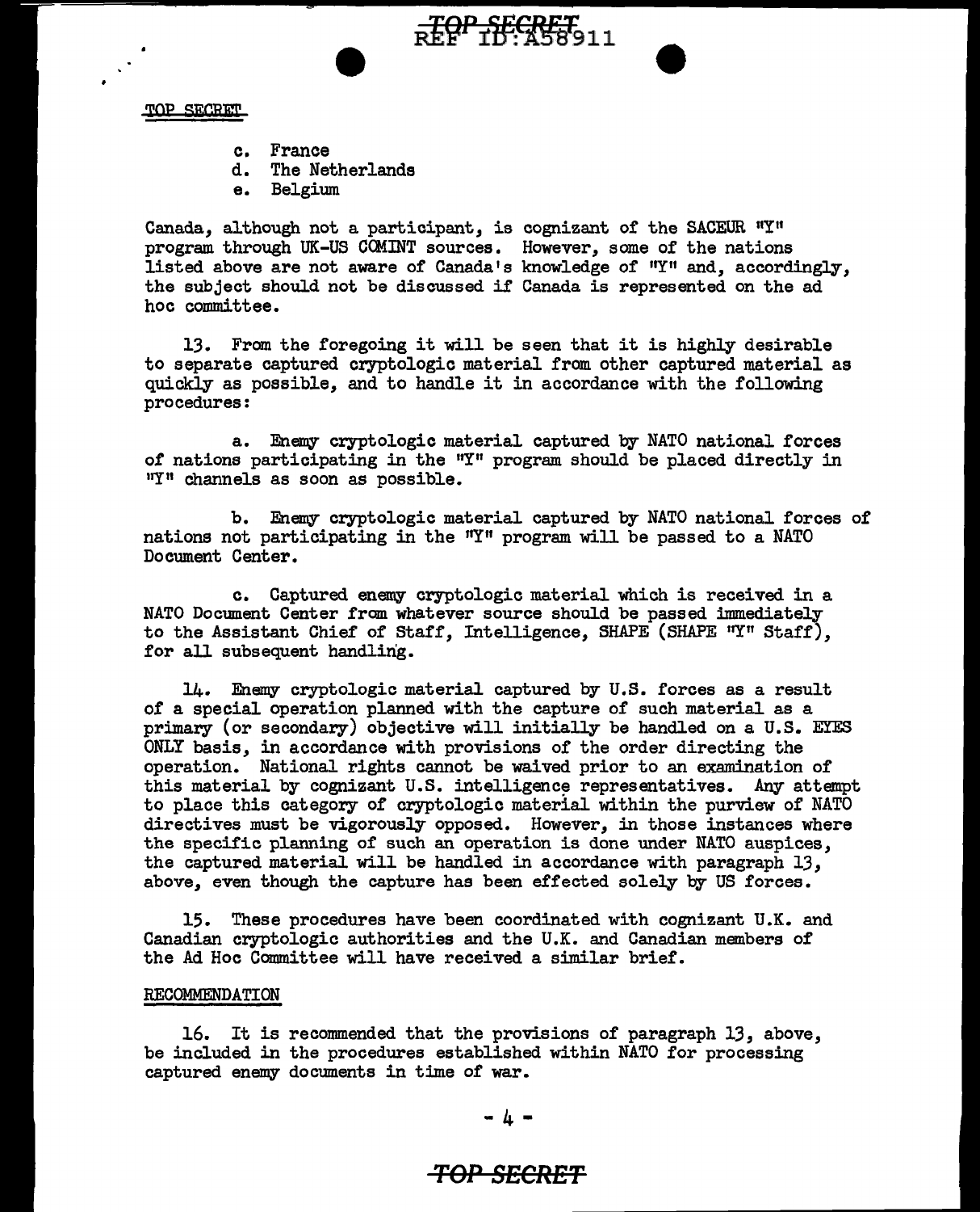TOP SECRET

c. France
d. The Netherlands
e. Belgium

Canada, although not a participant, is cognizant of the SACEUR "Y" program through UK-US COMINT sources. However, some of the nations listed above are not aware of Canada's knowledge of "Y" and, accordingly, the subject should not be discussed if Canada is represented on the ad hoc committee.

13. From the foregoing it will be seen that it is highly desirable to separate captured cryptologic material from other captured material as quickly as possible, and to handle it in accordance with the following procedures:

a. Enemy cryptologic material captured by NATO national forces of nations participating in the "Y" program should be placed directly in "Y" channels as soon as possible.

b. Enemy cryptologic material captured by NATO national forces of nations not participating in the "Y" program will be passed to a NATO Document Center.

c. Captured enemy cryptologic material which is received in a NATO Document Center from whatever source should be passed immediately to the Assistant Chief of Staff, Intelligence, SHAPE (SHAPE "Y" Staff), for all subsequent handling.

14. Enemy cryptologic material captured by U.S. forces as a result of a special operation planned with the capture of such material as a primary (or secondary) objective will initially be handled on a U.S. EYES ONLY basis, in accordance with provisions of the order directing the operation. National rights cannot be waived prior to an examination of this material by cognizant U.S. intelligence representatives. Any attempt to place this category of cryptologic material within the purview of NATO directives must be vigorously opposed. However, in those instances where the specific planning of such an operation is done under NATO auspices, the captured material will be handled in accordance with paragraph 13, above, even though the capture has been effected solely by US forces.

15. These procedures have been coordinated with cognizant U.K. and Canadian cryptologic authorities and the U.K. and Canadian members of the Ad Hoc Committee will have received a similar brief.

RECOMMENDATION

16. It is recommended that the provisions of paragraph 13, above, be included in the procedures established within NATO for processing captured enemy documents in time of war.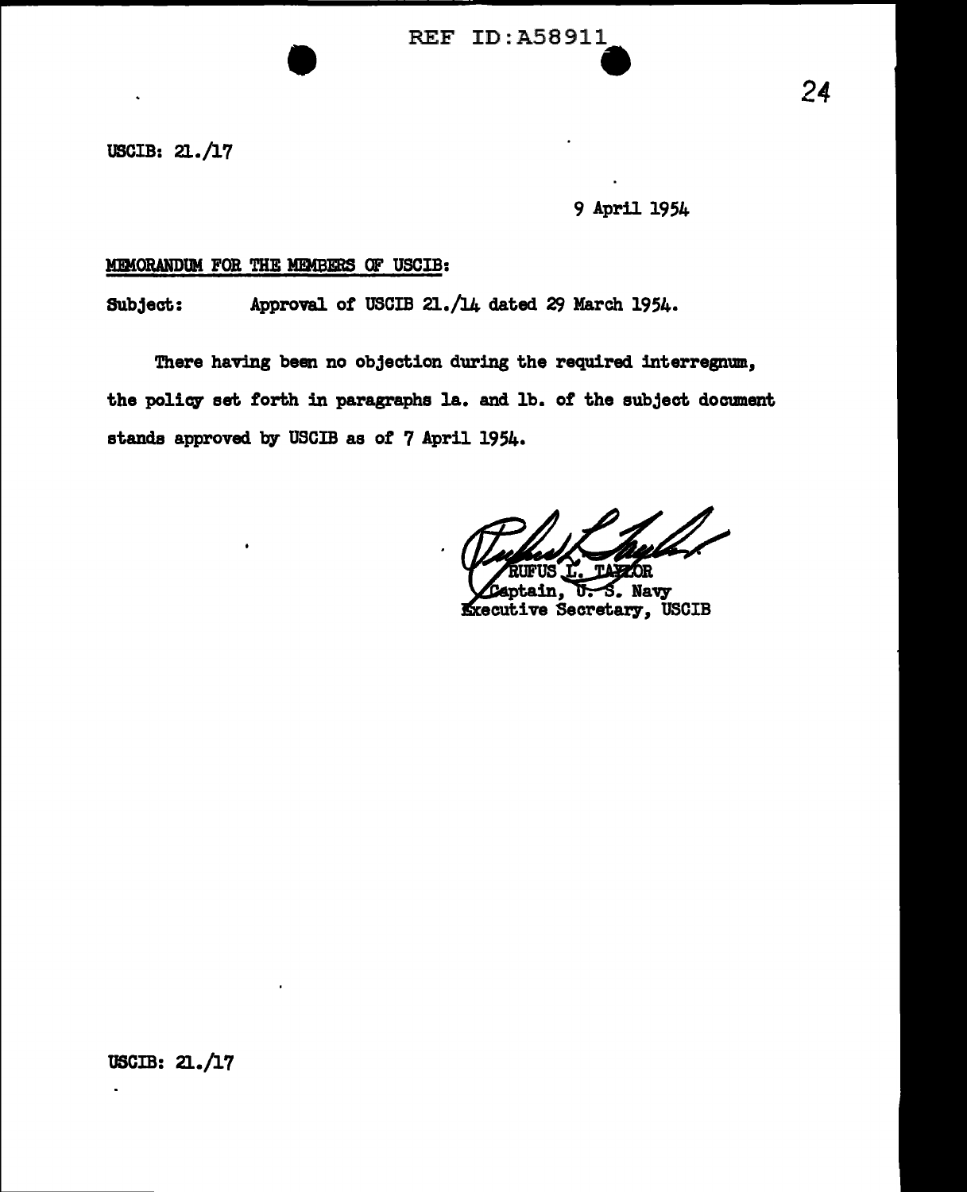REF ID:A58911

USCIB: 21./17

9 April 1954

MEMORANDUM FOR THE MEMBERS OF USCIB:

Subject: Approval of USCIB 21./14 dated 29 March 1954.

There having been no objection during the required interregnum, the policy set forth in paragraphs 1a. and 1b. of the subject document stands approved by USCIB as of 7 April 1954.

RUFUS L. TAYLOR
Captain, U. S. Navy
Executive Secretary, USCIB

USCIB: 21./17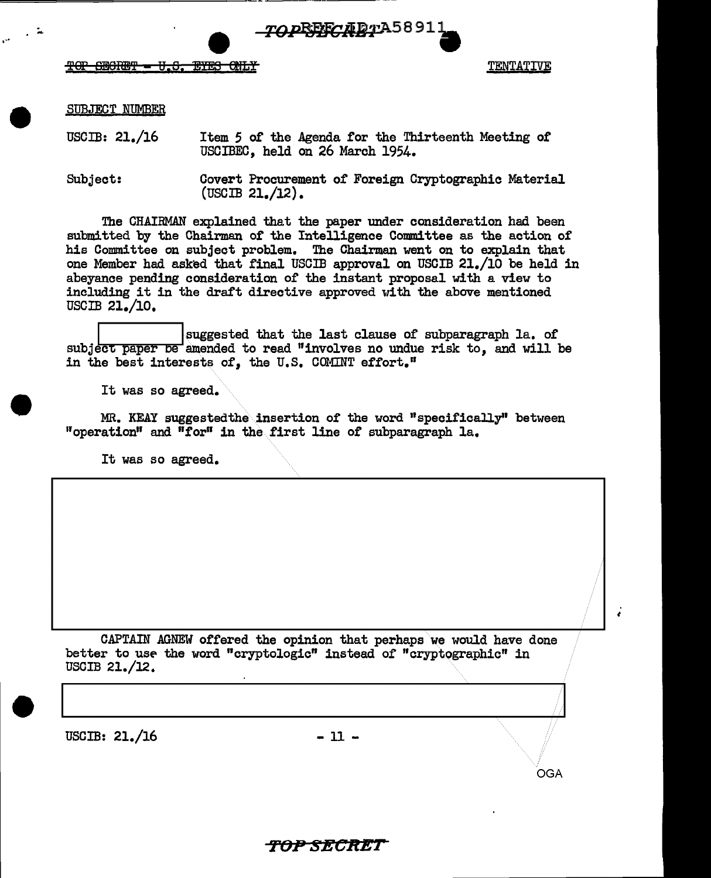TOP SECRET - U.S. EYES ONLY

TENTATIVE

SUBJECT NUMBER

USCIB: 21./16 Item 5 of the Agenda for the Thirteenth Meeting of USCIBEC, held on 26 March 1954.

Subject: Covert Procurement of Foreign Cryptographic Material (USCIB 21./12).

The CHAIRMAN explained that the paper under consideration had been submitted by the Chairman of the Intelligence Committee as the action of his Committee on subject problem. The Chairman went on to explain that one Member had asked that final USCIB approval on USCIB 21./10 be held in abeyance pending consideration of the instant proposal with a view to including it in the draft directive approved with the above mentioned USCIB 21./10.

[redacted] suggested that the last clause of subparagraph 1a. of subject paper be amended to read "involves no undue risk to, and will be in the best interests of, the U.S. COMINT effort."

It was so agreed.

MR. KEAY suggestedthe insertion of the word "specifically" between "operation" and "for" in the first line of subparagraph 1a.

It was so agreed.

[redacted]

CAPTAIN AGNEW offered the opinion that perhaps we would have done better to use the word "cryptologic" instead of "cryptographic" in USCIB 21./12.

[redacted]

USCIB: 21./16

OGA

TOP SECRET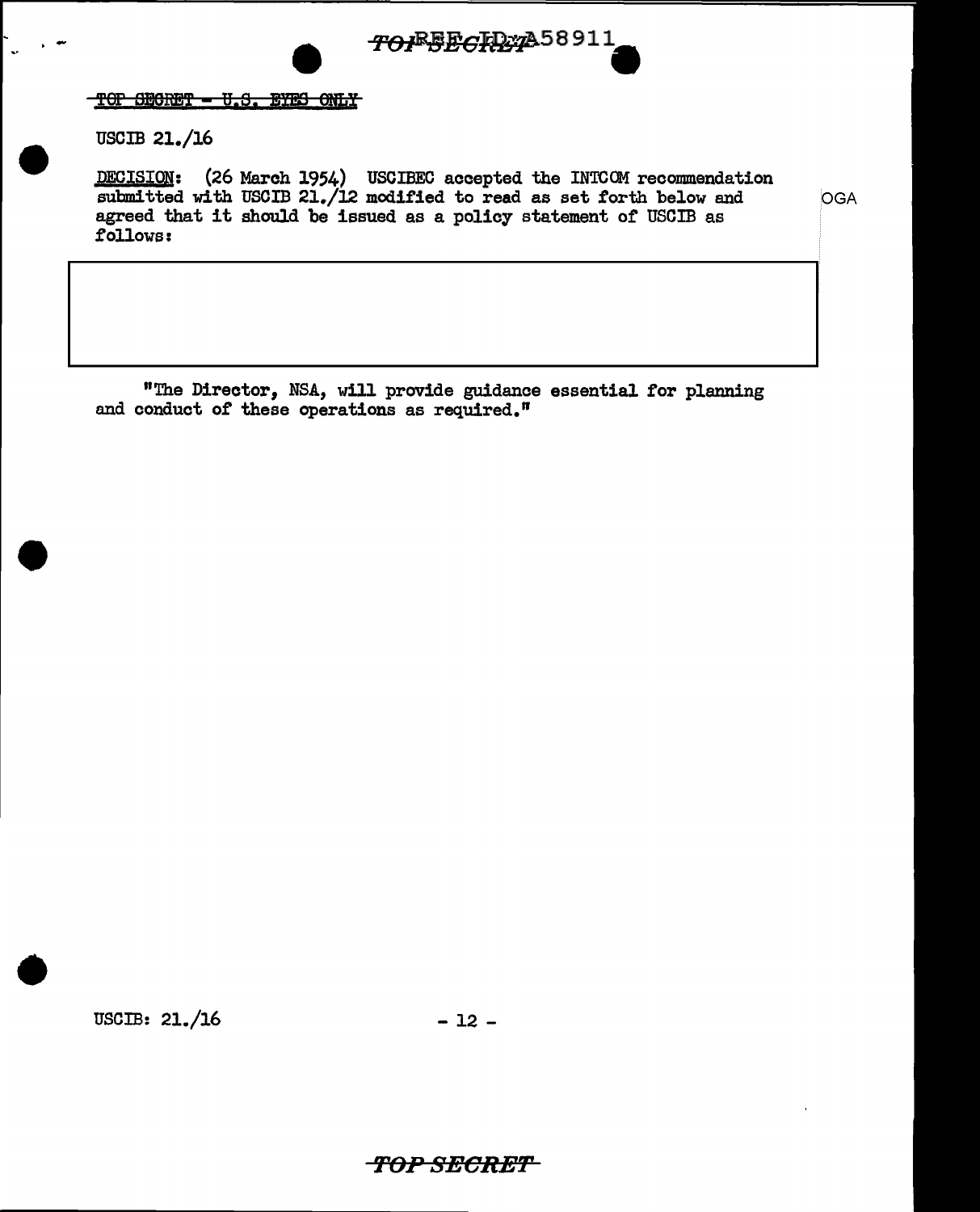~~TOP SECRET - U.S. EYES ONLY~~

USCIB 21./16

DECISION: (26 March 1954) USCIBEC accepted the INTCOM recommendation submitted with USCIB 21./12 modified to read as set forth below and agreed that it should be issued as a policy statement of USCIB as follows:

OGA

"The Director, NSA, will provide guidance essential for planning and conduct of these operations as required."

USCIB: 21./16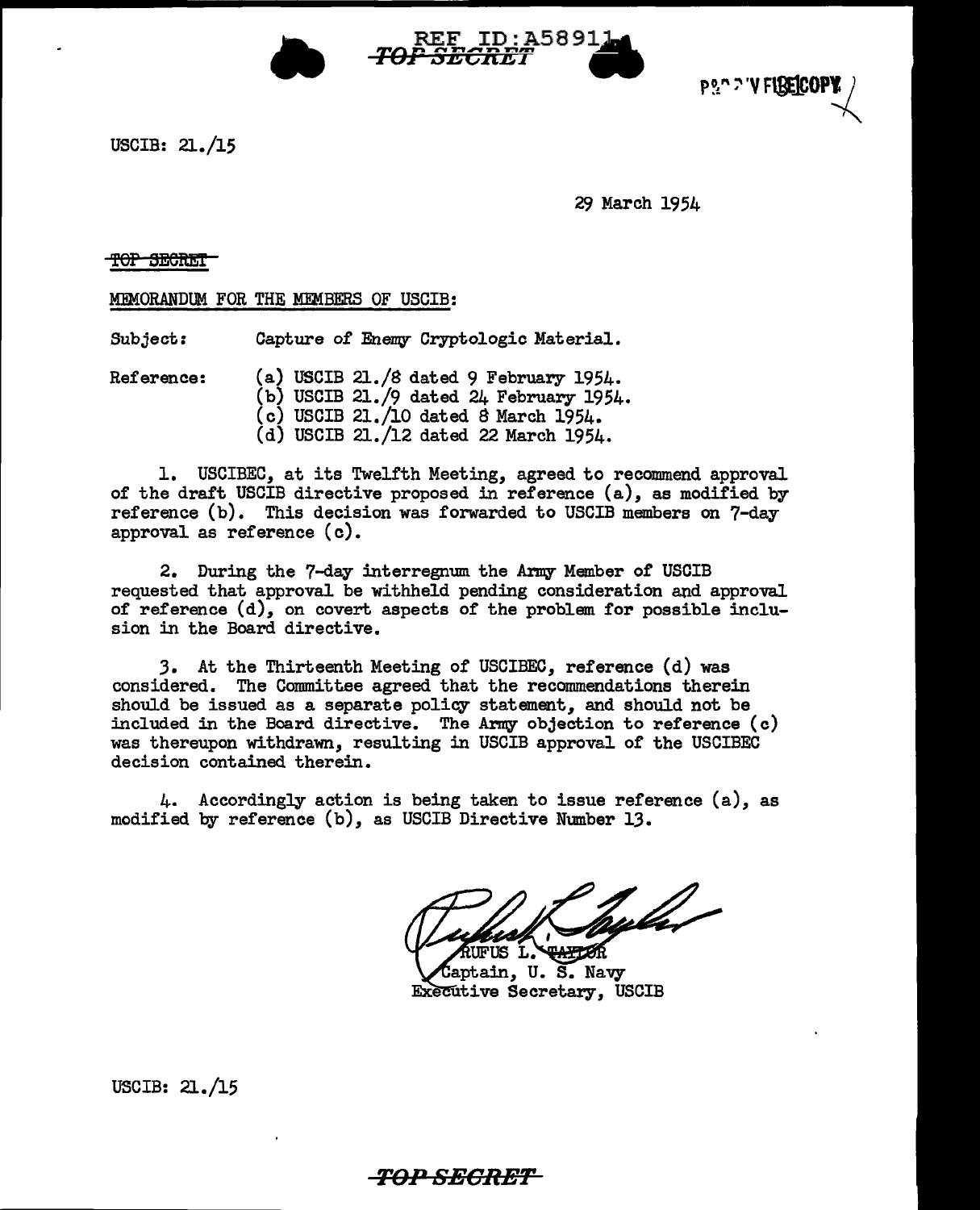USCIB: 21./15

29 March 1954

~~TOP SECRET~~

MEMORANDUM FOR THE MEMBERS OF USCIB:

Subject: Capture of Enemy Cryptologic Material.

Reference:
(a) USCIB 21./8 dated 9 February 1954.
(b) USCIB 21./9 dated 24 February 1954.
(c) USCIB 21./10 dated 8 March 1954.
(d) USCIB 21./12 dated 22 March 1954.

1. USCIBEC, at its Twelfth Meeting, agreed to recommend approval of the draft USCIB directive proposed in reference (a), as modified by reference (b). This decision was forwarded to USCIB members on 7-day approval as reference (c).

2. During the 7-day interregnum the Army Member of USCIB requested that approval be withheld pending consideration and approval of reference (d), on covert aspects of the problem for possible inclusion in the Board directive.

3. At the Thirteenth Meeting of USCIBEC, reference (d) was considered. The Committee agreed that the recommendations therein should be issued as a separate policy statement, and should not be included in the Board directive. The Army objection to reference (c) was thereupon withdrawn, resulting in USCIB approval of the USCIBEC decision contained therein.

4. Accordingly action is being taken to issue reference (a), as modified by reference (b), as USCIB Directive Number 13.

RUFUS L. TAYLOR
Captain, U. S. Navy
Executive Secretary, USCIB

USCIB: 21./15

**TOP SECRET**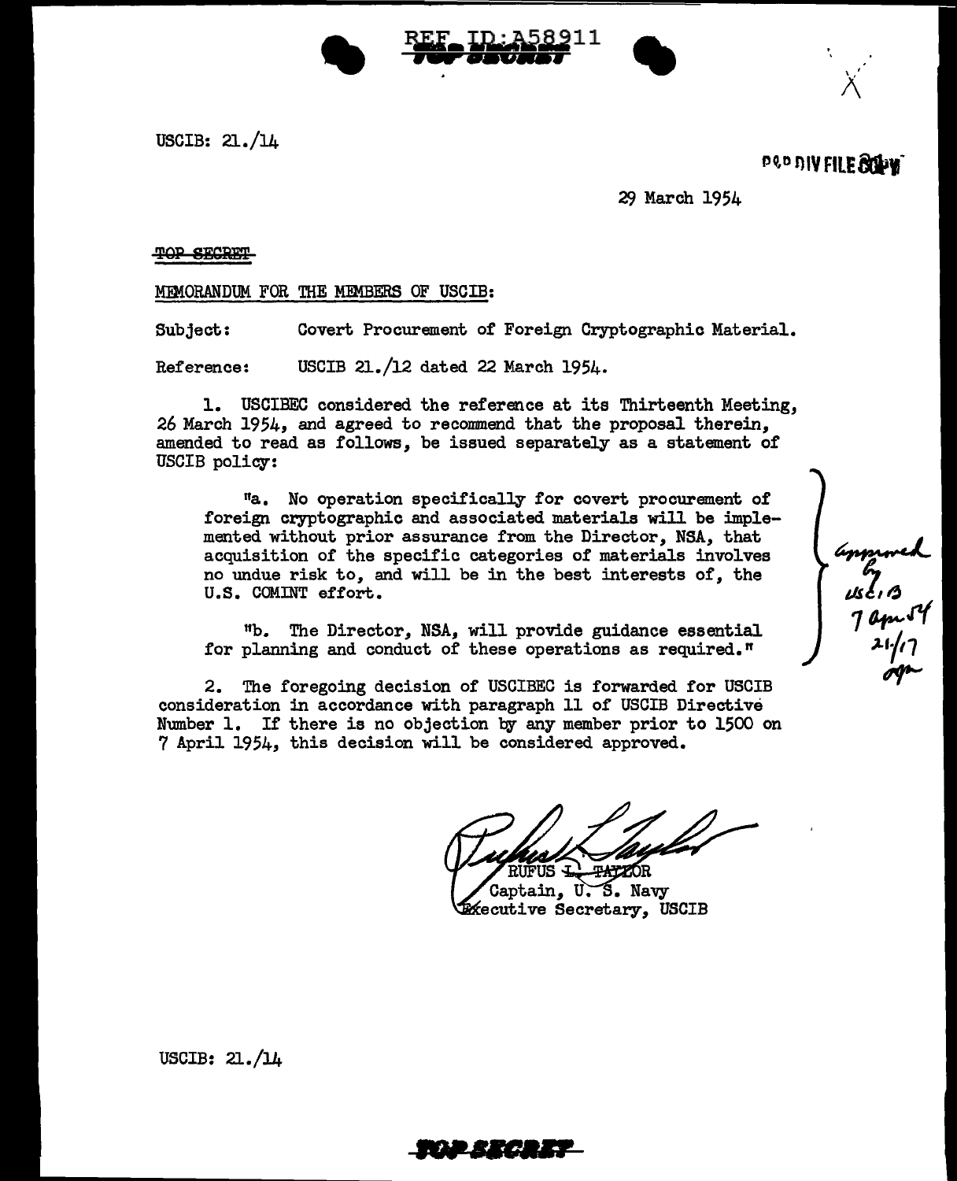REF ID:A58911

TOP SECRET

USCIB: 21./14

R&D DIV FILE COPY

29 March 1954

TOP SECRET

MEMORANDUM FOR THE MEMBERS OF USCIB:

Subject: Covert Procurement of Foreign Cryptographic Material.

Reference: USCIB 21./12 dated 22 March 1954.

1. USCIBEC considered the reference at its Thirteenth Meeting, 26 March 1954, and agreed to recommend that the proposal therein, amended to read as follows, be issued separately as a statement of USCIB policy:

"a. No operation specifically for covert procurement of foreign cryptographic and associated materials will be implemented without prior assurance from the Director, NSA, that acquisition of the specific categories of materials involves no undue risk to, and will be in the best interests of, the U.S. COMINT effort.

"b. The Director, NSA, will provide guidance essential for planning and conduct of these operations as required."

approved by USCIB 7 Apr 54 21./17 ogm

2. The foregoing decision of USCIBEC is forwarded for USCIB consideration in accordance with paragraph 11 of USCIB Directive Number 1. If there is no objection by any member prior to 1500 on 7 April 1954, this decision will be considered approved.

RUFUS L. TAYLOR
Captain, U. S. Navy
Executive Secretary, USCIB

USCIB: 21./14

TOP SECRET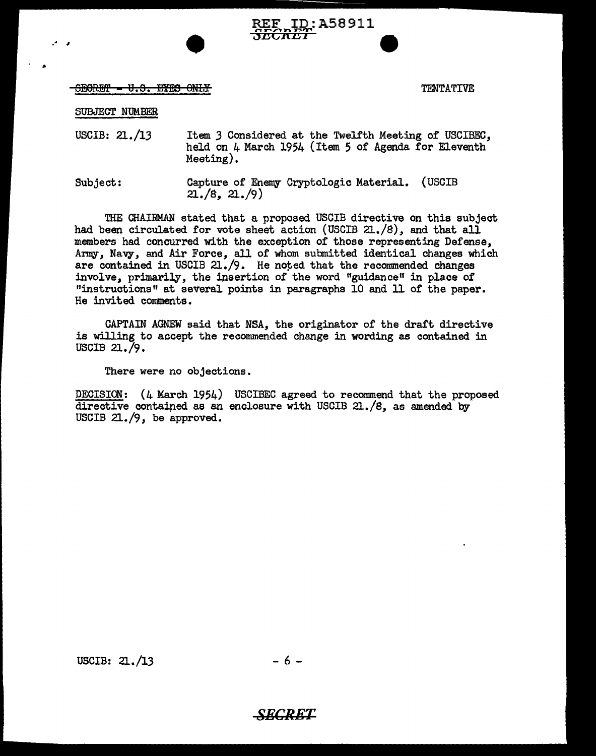~~SECRET - U.S. EYES ONLY~~ TENTATIVE

SUBJECT NUMBER

USCIB: 21./13 Item 3 Considered at the Twelfth Meeting of USCIBEC, held on 4 March 1954 (Item 5 of Agenda for Eleventh Meeting).

Subject: Capture of Enemy Cryptologic Material. (USCIB 21./8, 21./9)

THE CHAIRMAN stated that a proposed USCIB directive on this subject had been circulated for vote sheet action (USCIB 21./8), and that all members had concurred with the exception of those representing Defense, Army, Navy, and Air Force, all of whom submitted identical changes which are contained in USCIB 21./9. He noted that the recommended changes involve, primarily, the insertion of the word "guidance" in place of "instructions" at several points in paragraphs 10 and 11 of the paper. He invited comments.

CAPTAIN AGNEW said that NSA, the originator of the draft directive is willing to accept the recommended change in wording as contained in USCIB 21./9.

There were no objections.

DECISION: (4 March 1954) USCIBEC agreed to recommend that the proposed directive contained as an enclosure with USCIB 21./8, as amended by USCIB 21./9, be approved.

USCIB: 21./13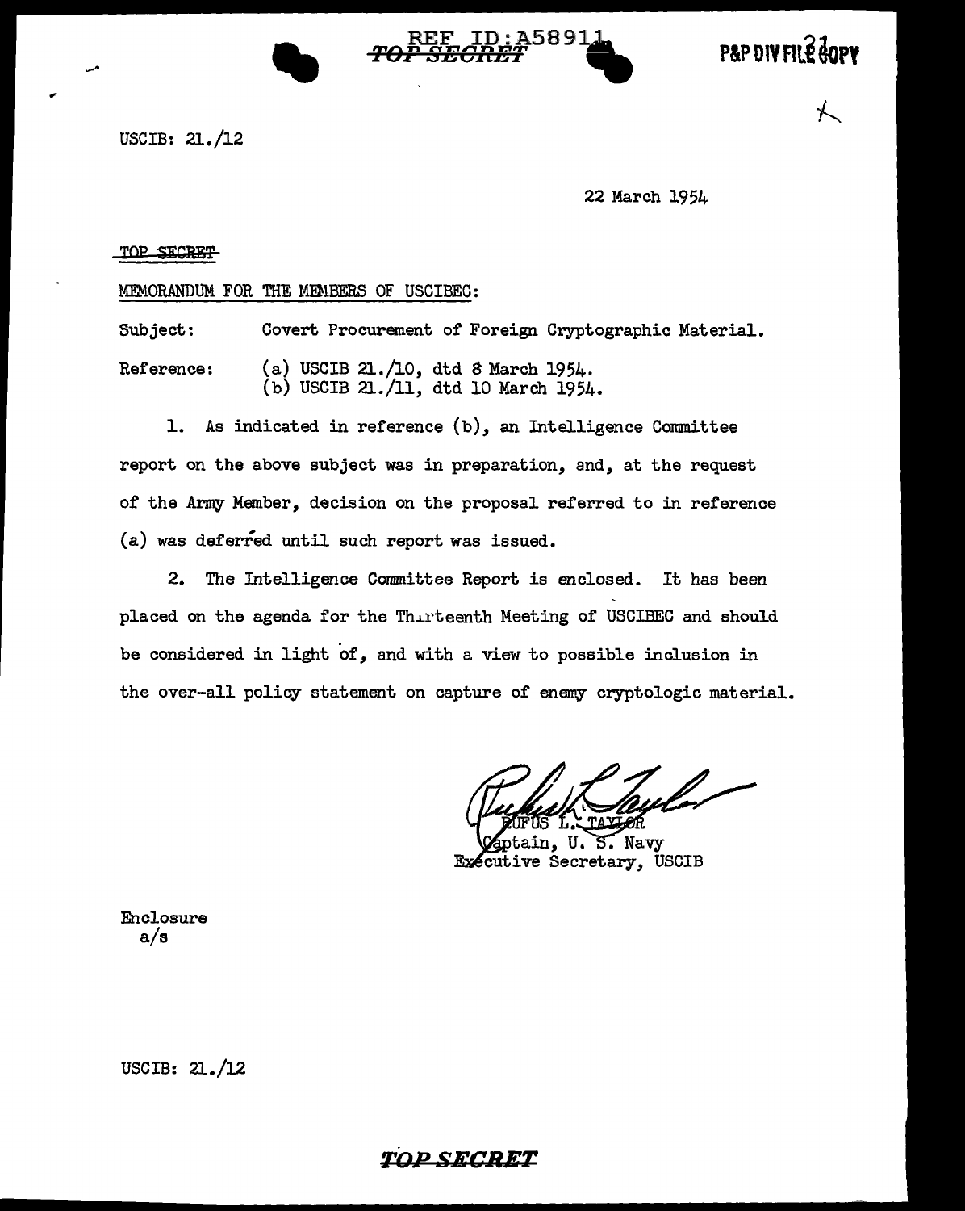USCIB: 21./12

22 March 1954

TOP SECRET

MEMORANDUM FOR THE MEMBERS OF USCIBEC:

Subject: Covert Procurement of Foreign Cryptographic Material.

Reference: (a) USCIB 21./10, dtd 8 March 1954.
(b) USCIB 21./11, dtd 10 March 1954.

1. As indicated in reference (b), an Intelligence Committee report on the above subject was in preparation, and, at the request of the Army Member, decision on the proposal referred to in reference (a) was deferred until such report was issued.

2. The Intelligence Committee Report is enclosed. It has been placed on the agenda for the Thirteenth Meeting of USCIBEC and should be considered in light of, and with a view to possible inclusion in the over-all policy statement on capture of enemy cryptologic material.

RUFUS L. TAYLOR
Captain, U. S. Navy
Executive Secretary, USCIB

Enclosure
a/s

USCIB: 21./12

TOP SECRET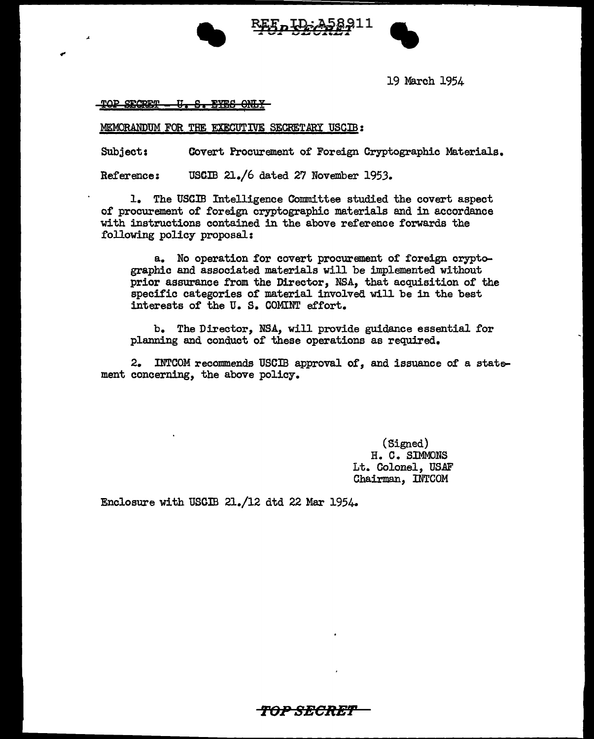19 March 1954

~~TOP SECRET - U. S. EYES ONLY~~

MEMORANDUM FOR THE EXECUTIVE SECRETARY USCIB:

Subject: Covert Procurement of Foreign Cryptographic Materials.

Reference: USCIB 21./6 dated 27 November 1953.

1. The USCIB Intelligence Committee studied the covert aspect of procurement of foreign cryptographic materials and in accordance with instructions contained in the above reference forwards the following policy proposal:

a. No operation for covert procurement of foreign cryptographic and associated materials will be implemented without prior assurance from the Director, NSA, that acquisition of the specific categories of material involved will be in the best interests of the U. S. COMINT effort.

b. The Director, NSA, will provide guidance essential for planning and conduct of these operations as required.

2. INTCOM recommends USCIB approval of, and issuance of a statement concerning, the above policy.

(Signed)
H. C. SIMMONS
Lt. Colonel, USAF
Chairman, INTCOM

Enclosure with USCIB 21./12 dtd 22 Mar 1954.

~~TOP SECRET~~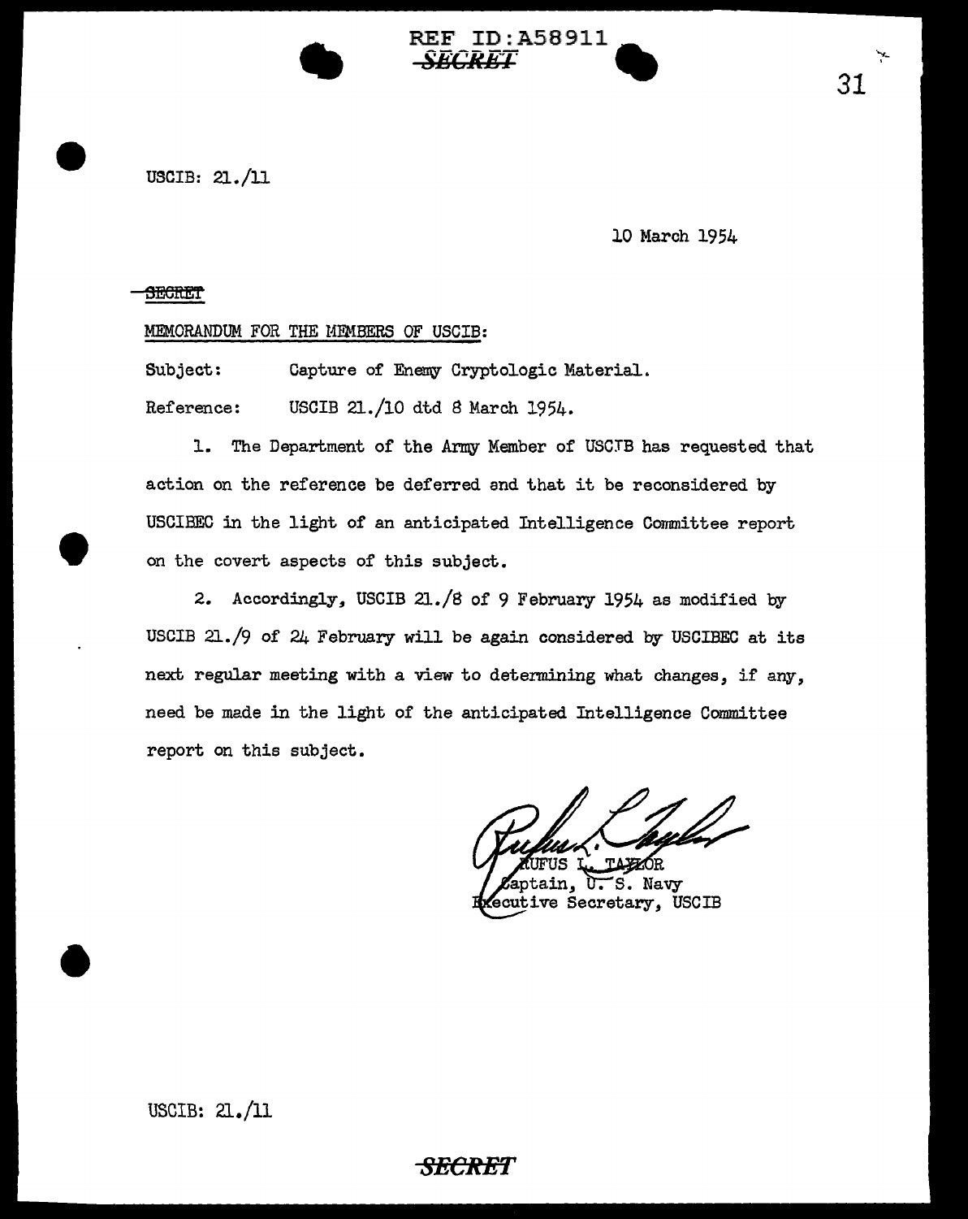REF ID:A58911

SECRET

USCIB: 21./11

10 March 1954

SECRET

MEMORANDUM FOR THE MEMBERS OF USCIB:

Subject: Capture of Enemy Cryptologic Material.

Reference: USCIB 21./10 dtd 8 March 1954.

1. The Department of the Army Member of USCIB has requested that action on the reference be deferred and that it be reconsidered by USCIBEC in the light of an anticipated Intelligence Committee report on the covert aspects of this subject.

2. Accordingly, USCIB 21./8 of 9 February 1954 as modified by USCIB 21./9 of 24 February will be again considered by USCIBEC at its next regular meeting with a view to determining what changes, if any, need be made in the light of the anticipated Intelligence Committee report on this subject.

RUFUS L. TAYLOR
Captain, U. S. Navy
Executive Secretary, USCIB

USCIB: 21./11

SECRET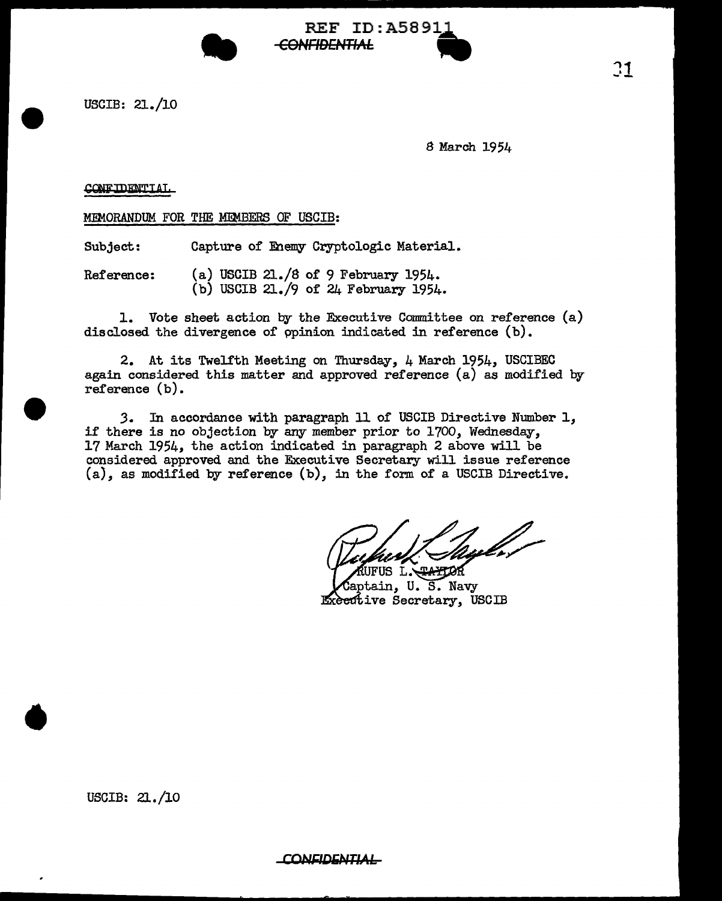REF ID:A58911

CONFIDENTIAL

USCIB: 21./10

8 March 1954

CONFIDENTIAL

MEMORANDUM FOR THE MEMBERS OF USCIB:

Subject: Capture of Enemy Cryptologic Material.

Reference: (a) USCIB 21./8 of 9 February 1954.
(b) USCIB 21./9 of 24 February 1954.

1. Vote sheet action by the Executive Committee on reference (a) disclosed the divergence of opinion indicated in reference (b).

2. At its Twelfth Meeting on Thursday, 4 March 1954, USCIBEC again considered this matter and approved reference (a) as modified by reference (b).

3. In accordance with paragraph 11 of USCIB Directive Number 1, if there is no objection by any member prior to 1700, Wednesday, 17 March 1954, the action indicated in paragraph 2 above will be considered approved and the Executive Secretary will issue reference (a), as modified by reference (b), in the form of a USCIB Directive.

RUFUS L. TAYLOR
Captain, U. S. Navy
Executive Secretary, USCIB

USCIB: 21./10

CONFIDENTIAL